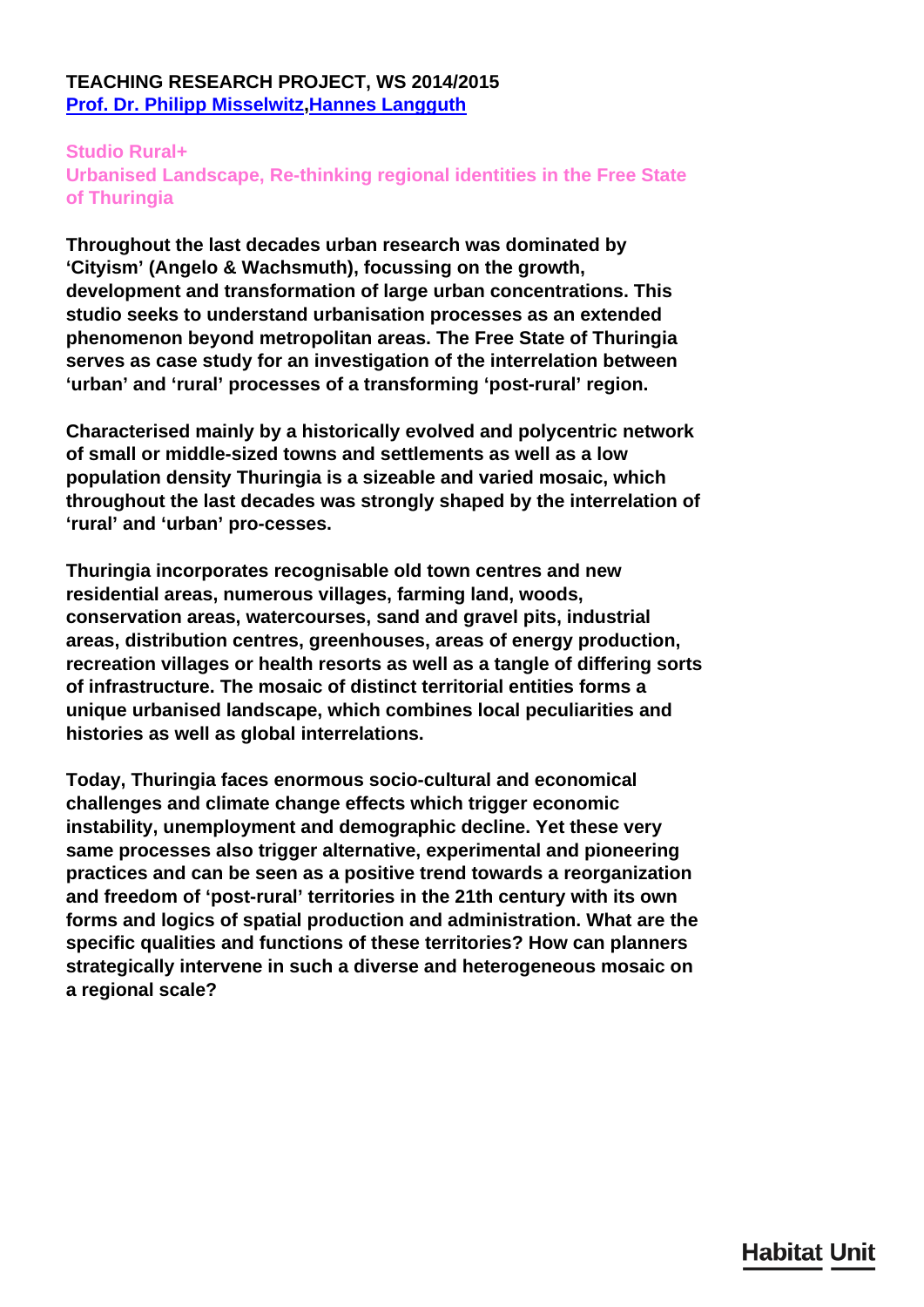**TEACHING RESEARCH PROJECT, WS 2014/2015**
**[Prof. Dr. Philipp Misselwitz](),[Hannes Langguth]()**

## Studio Rural+

### Urbanised Landscape, Re-thinking regional identities in the Free State of Thuringia

**Throughout the last decades urban research was dominated by 'Cityism' (Angelo & Wachsmuth), focussing on the growth, development and transformation of large urban concentrations. This studio seeks to understand urbanisation processes as an extended phenomenon beyond metropolitan areas. The Free State of Thuringia serves as case study for an investigation of the interrelation between 'urban' and 'rural' processes of a transforming 'post-rural' region.**

**Characterised mainly by a historically evolved and polycentric network of small or middle-sized towns and settlements as well as a low population density Thuringia is a sizeable and varied mosaic, which throughout the last decades was strongly shaped by the interrelation of 'rural' and 'urban' pro-cesses.**

**Thuringia incorporates recognisable old town centres and new residential areas, numerous villages, farming land, woods, conservation areas, watercourses, sand and gravel pits, industrial areas, distribution centres, greenhouses, areas of energy production, recreation villages or health resorts as well as a tangle of differing sorts of infrastructure. The mosaic of distinct territorial entities forms a unique urbanised landscape, which combines local peculiarities and histories as well as global interrelations.**

**Today, Thuringia faces enormous socio-cultural and economical challenges and climate change effects which trigger economic instability, unemployment and demographic decline. Yet these very same processes also trigger alternative, experimental and pioneering practices and can be seen as a positive trend towards a reorganization and freedom of 'post-rural' territories in the 21th century with its own forms and logics of spatial production and administration. What are the specific qualities and functions of these territories? How can planners strategically intervene in such a diverse and heterogeneous mosaic on a regional scale?**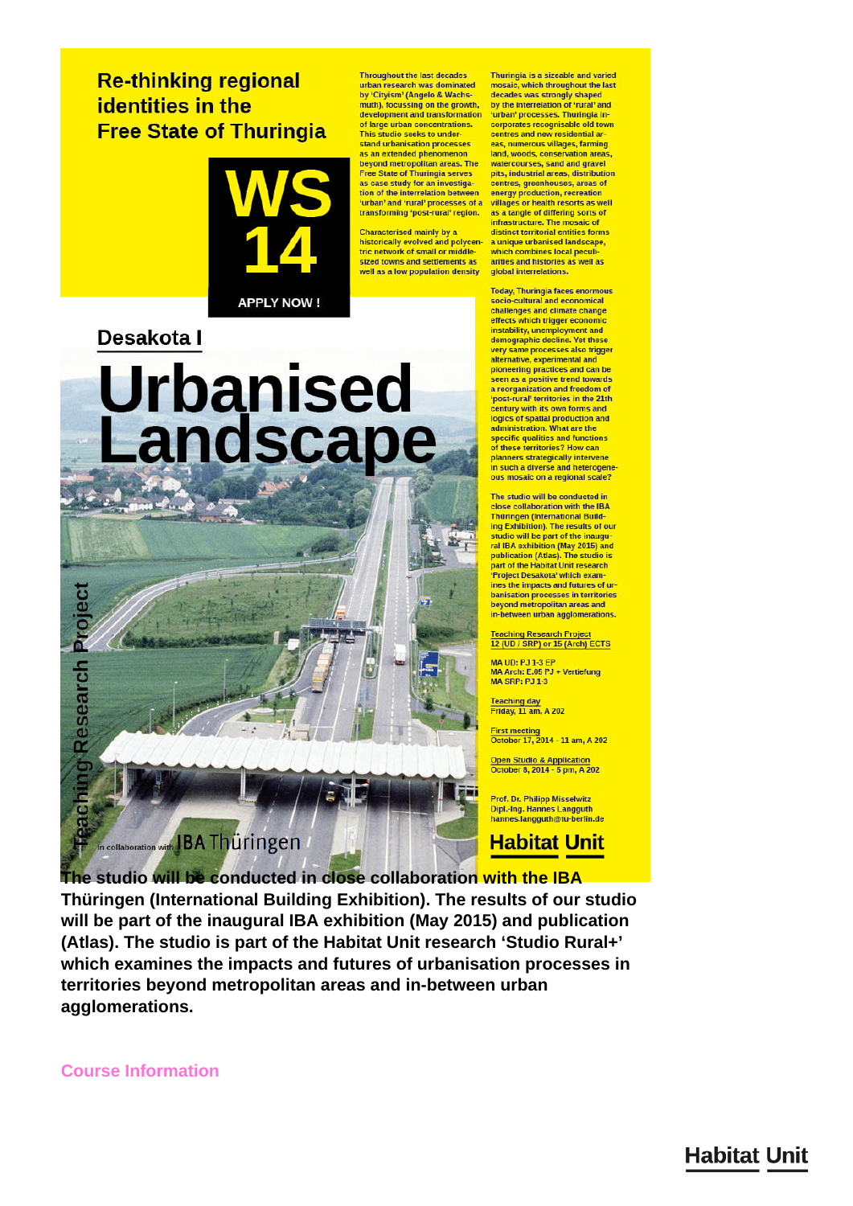# Re-thinking regional identities in the Free State of Thuringia

**WS 14**

**APPLY NOW !**

## Desakota I

# Urbanised Landscape

Teaching Research Project

Throughout the last decades urban research was dominated by 'Cityism' (Angelo & Wachsmuth), focussing on the growth, development and transformation of large urban concentrations. This studio seeks to understand urbanisation processes as an extended phenomenon beyond metropolitan areas. The Free State of Thuringia serves as case study for an investigation of the interrelation between 'urban' and 'rural' processes of a transforming 'post-rural' region.

Characterised mainly by a historically evolved and polycentric network of small or middle-sized towns and settlements as well as a low population density Thuringia is a sizeable and varied mosaic, which throughout the last decades was strongly shaped by the interrelation of 'rural' and 'urban' processes. Thuringia incorporates recognisable old town centres and new residential areas, numerous villages, farming land, woods, conservation areas, watercourses, sand and gravel pits, industrial areas, distribution centres, greenhouses, areas of energy production, recreation villages or health resorts as well as a tangle of differing sorts of infrastructure. The mosaic of distinct territorial entities forms a unique urbanised landscape, which combines local peculiarities and histories as well as global interrelations.

Today, Thuringia faces enormous socio-cultural and economical challenges and climate change effects which trigger economic instability, unemployment and demographic decline. Yet these very same processes also trigger alternative, experimental and pioneering practices and can be seen as a positive trend towards a reorganization and freedom of 'post-rural' territories in the 21th century with its own forms and logics of spatial production and administration. What are the specific qualities and functions of these territories? How can planners strategically intervene in such a diverse and heterogeneous mosaic on a regional scale?

The studio will be conducted in close collaboration with the IBA Thüringen (International Building Exhibition). The results of our studio will be part of the inaugural IBA exhibition (May 2015) and publication (Atlas). The studio is part of the Habitat Unit research 'Project Desakota' which examines the impacts and futures of urbanisation processes in territories beyond metropolitan areas and in-between urban agglomerations.

Teaching Research Project
12 (UD / SRP) or 15 (Arch) ECTS

MA UD: PJ 1-3 EP
MA Arch: E.05 PJ + Vertiefung
MA SRP: PJ 1-3

Teaching day
Friday, 11 am, A 202

First meeting
October 17, 2014 - 11 am, A 202

Open Studio & Application
October 8, 2014 - 5 pm, A 202

Prof. Dr. Philipp Misselwitz
Dipl.-Ing. Hannes Langguth
hannes.langguth@tu-berlin.de

In collaboration with IBA Thüringen

Habitat Unit

**The studio will be conducted in close collaboration with the IBA Thüringen (International Building Exhibition). The results of our studio will be part of the inaugural IBA exhibition (May 2015) and publication (Atlas). The studio is part of the Habitat Unit research 'Studio Rural+' which examines the impacts and futures of urbanisation processes in territories beyond metropolitan areas and in-between urban agglomerations.**

Course Information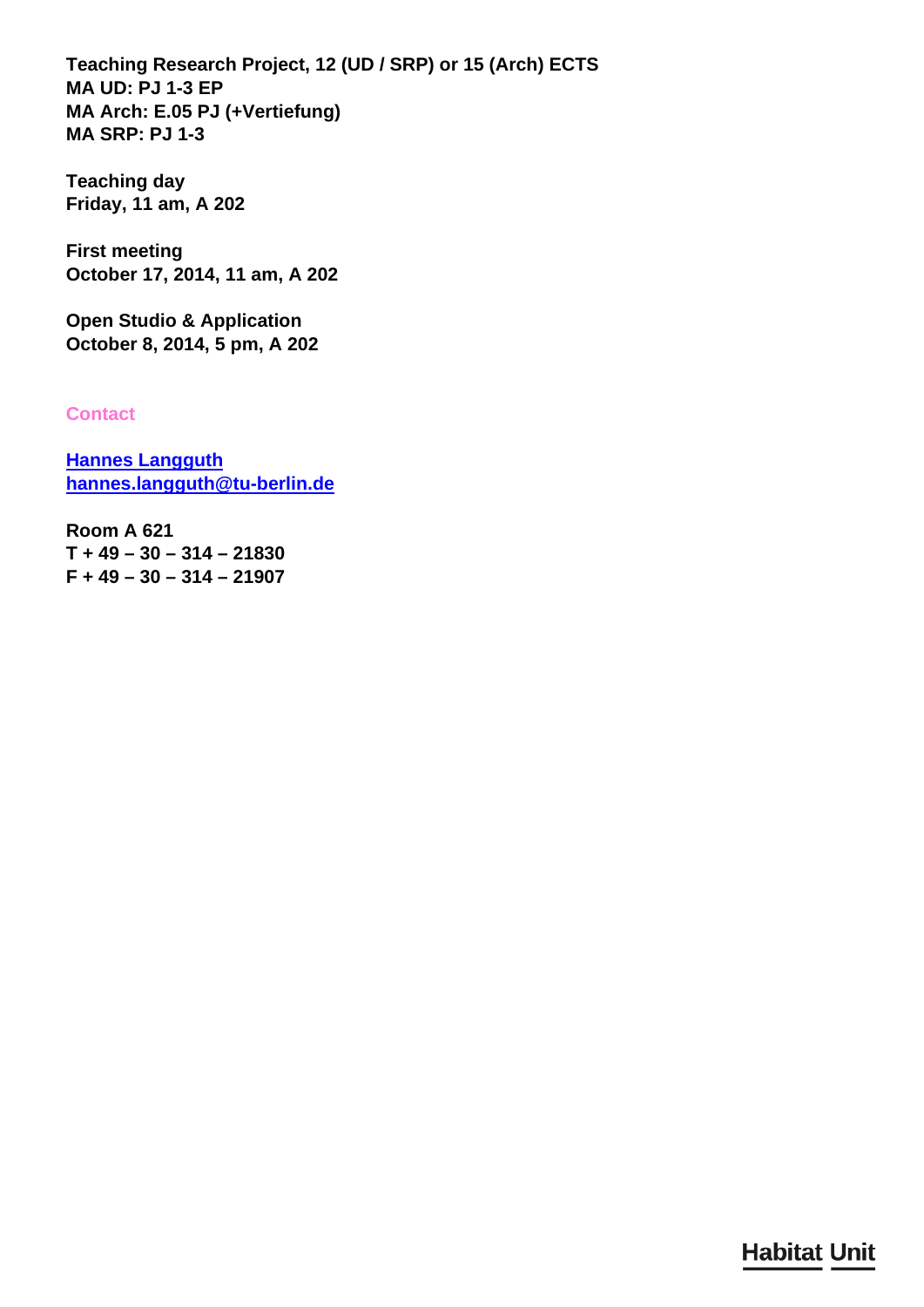**Teaching Research Project, 12 (UD / SRP) or 15 (Arch) ECTS**
**MA UD: PJ 1-3 EP**
**MA Arch: E.05 PJ (+Vertiefung)**
**MA SRP: PJ 1-3**

**Teaching day**
**Friday, 11 am, A 202**

**First meeting**
**October 17, 2014, 11 am, A 202**

**Open Studio & Application**
**October 8, 2014, 5 pm, A 202**

**Contact**

**[Hannes Langguth](hannes.langguth@tu-berlin.de)**
**[hannes.langguth@tu-berlin.de](mailto:hannes.langguth@tu-berlin.de)**

**Room A 621**
**T + 49 – 30 – 314 – 21830**
**F + 49 – 30 – 314 – 21907**

**Habitat Unit**